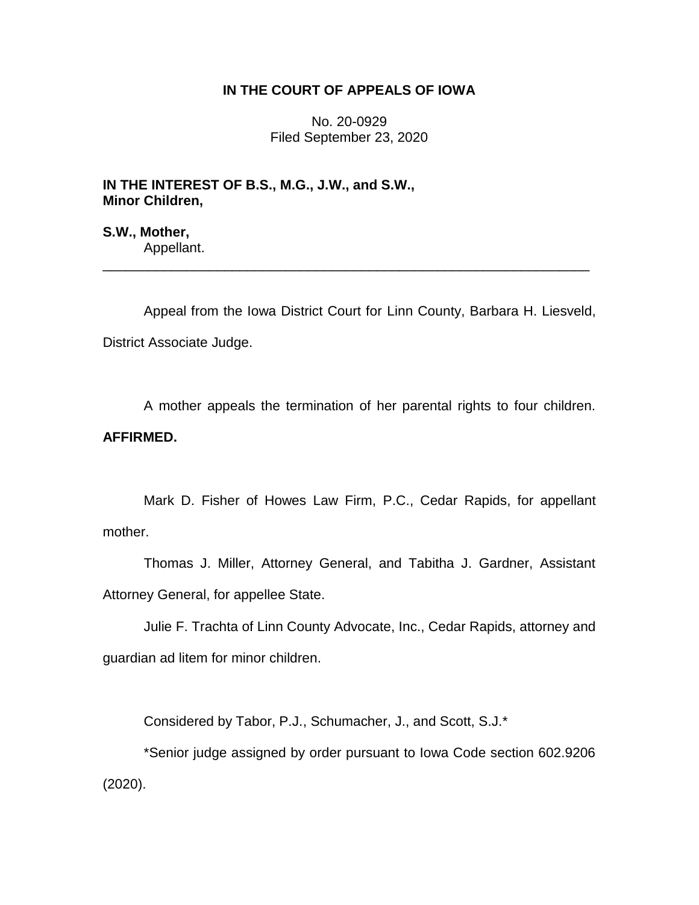**IN THE COURT OF APPEALS OF IOWA**

No. 20-0929
Filed September 23, 2020

**IN THE INTEREST OF B.S., M.G., J.W., and S.W., Minor Children,**

**S.W., Mother,**
Appellant.

---

Appeal from the Iowa District Court for Linn County, Barbara H. Liesveld, District Associate Judge.

A mother appeals the termination of her parental rights to four children. **AFFIRMED.**

Mark D. Fisher of Howes Law Firm, P.C., Cedar Rapids, for appellant mother.

Thomas J. Miller, Attorney General, and Tabitha J. Gardner, Assistant Attorney General, for appellee State.

Julie F. Trachta of Linn County Advocate, Inc., Cedar Rapids, attorney and guardian ad litem for minor children.

Considered by Tabor, P.J., Schumacher, J., and Scott, S.J.*

*Senior judge assigned by order pursuant to Iowa Code section 602.9206 (2020).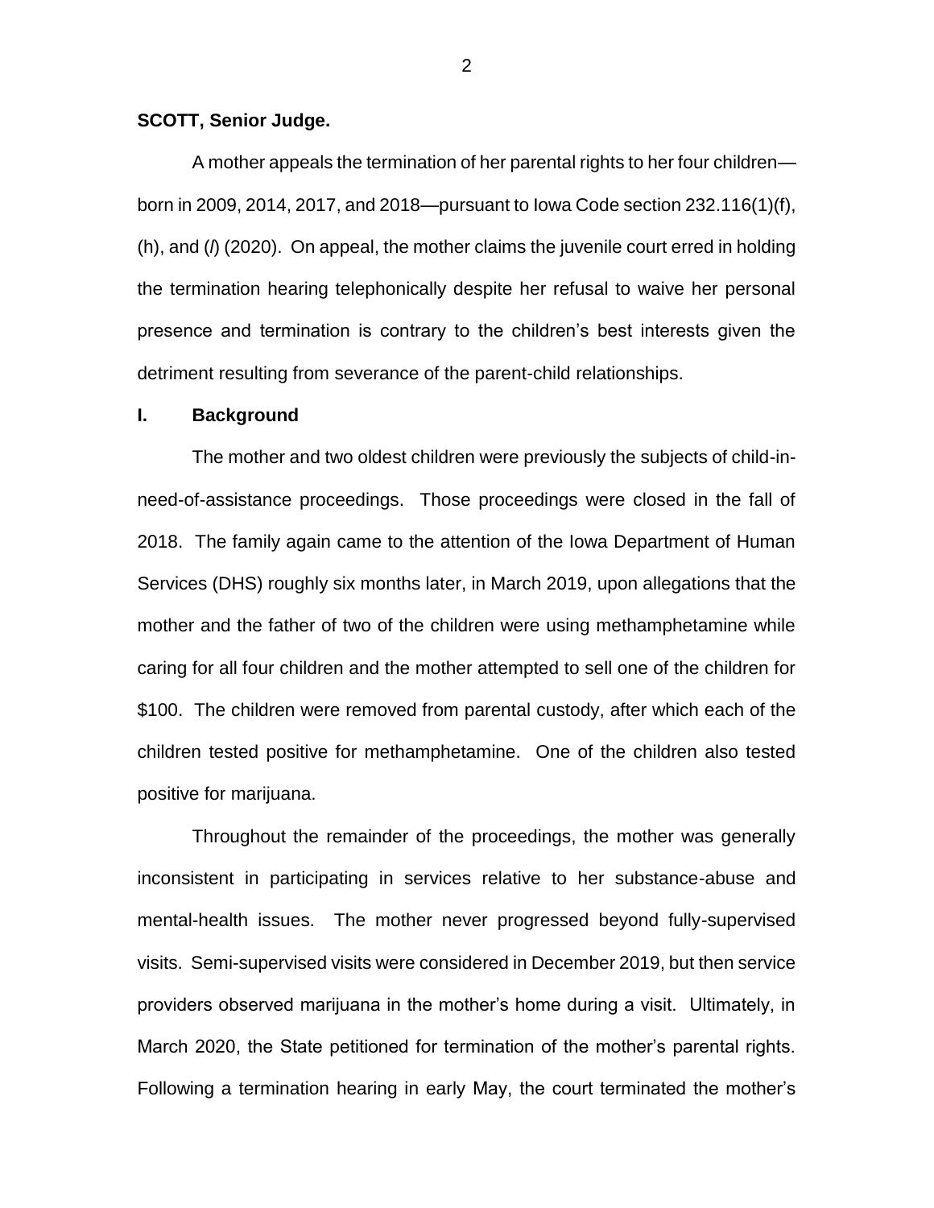**SCOTT, Senior Judge.**

A mother appeals the termination of her parental rights to her four children—born in 2009, 2014, 2017, and 2018—pursuant to Iowa Code section 232.116(1)(f), (h), and (*l*) (2020). On appeal, the mother claims the juvenile court erred in holding the termination hearing telephonically despite her refusal to waive her personal presence and termination is contrary to the children's best interests given the detriment resulting from severance of the parent-child relationships.

## I. Background

The mother and two oldest children were previously the subjects of child-in-need-of-assistance proceedings. Those proceedings were closed in the fall of 2018. The family again came to the attention of the Iowa Department of Human Services (DHS) roughly six months later, in March 2019, upon allegations that the mother and the father of two of the children were using methamphetamine while caring for all four children and the mother attempted to sell one of the children for $100. The children were removed from parental custody, after which each of the children tested positive for methamphetamine. One of the children also tested positive for marijuana.

Throughout the remainder of the proceedings, the mother was generally inconsistent in participating in services relative to her substance-abuse and mental-health issues. The mother never progressed beyond fully-supervised visits. Semi-supervised visits were considered in December 2019, but then service providers observed marijuana in the mother's home during a visit. Ultimately, in March 2020, the State petitioned for termination of the mother's parental rights. Following a termination hearing in early May, the court terminated the mother's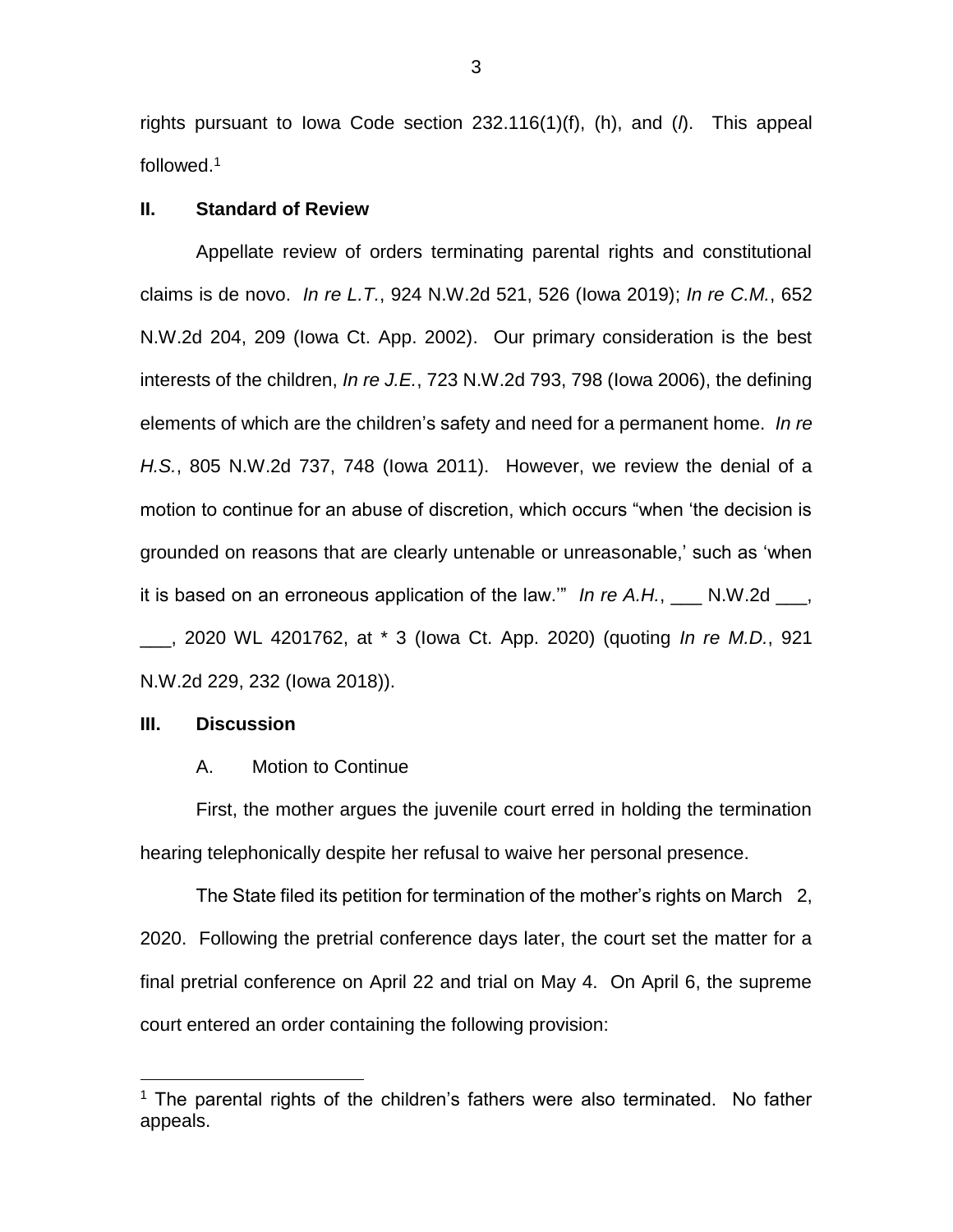rights pursuant to Iowa Code section 232.116(1)(f), (h), and (*l*). This appeal followed.[1]

## II. Standard of Review

Appellate review of orders terminating parental rights and constitutional claims is de novo. *In re L.T.*, 924 N.W.2d 521, 526 (Iowa 2019); *In re C.M.*, 652 N.W.2d 204, 209 (Iowa Ct. App. 2002). Our primary consideration is the best interests of the children, *In re J.E.*, 723 N.W.2d 793, 798 (Iowa 2006), the defining elements of which are the children's safety and need for a permanent home. *In re H.S.*, 805 N.W.2d 737, 748 (Iowa 2011). However, we review the denial of a motion to continue for an abuse of discretion, which occurs "when 'the decision is grounded on reasons that are clearly untenable or unreasonable,' such as 'when it is based on an erroneous application of the law.'" *In re A.H.*, ___ N.W.2d ___, ___, 2020 WL 4201762, at * 3 (Iowa Ct. App. 2020) (quoting *In re M.D.*, 921 N.W.2d 229, 232 (Iowa 2018)).

## III. Discussion

### A. Motion to Continue

First, the mother argues the juvenile court erred in holding the termination hearing telephonically despite her refusal to waive her personal presence.

The State filed its petition for termination of the mother's rights on March 2, 2020. Following the pretrial conference days later, the court set the matter for a final pretrial conference on April 22 and trial on May 4. On April 6, the supreme court entered an order containing the following provision:

[1] The parental rights of the children's fathers were also terminated. No father appeals.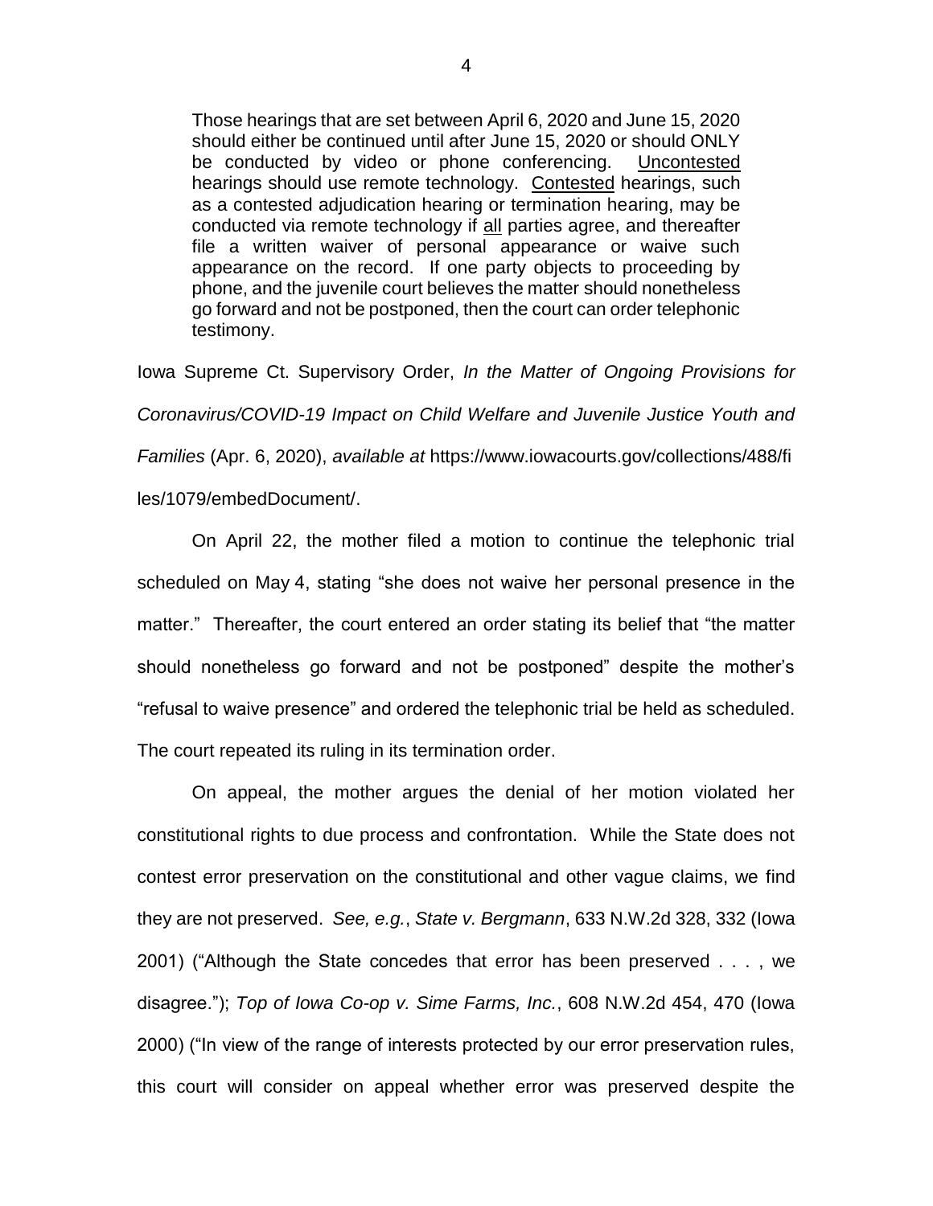> Those hearings that are set between April 6, 2020 and June 15, 2020 should either be continued until after June 15, 2020 or should ONLY be conducted by video or phone conferencing. Uncontested hearings should use remote technology. Contested hearings, such as a contested adjudication hearing or termination hearing, may be conducted via remote technology if all parties agree, and thereafter file a written waiver of personal appearance or waive such appearance on the record. If one party objects to proceeding by phone, and the juvenile court believes the matter should nonetheless go forward and not be postponed, then the court can order telephonic testimony.

Iowa Supreme Ct. Supervisory Order, *In the Matter of Ongoing Provisions for Coronavirus/COVID-19 Impact on Child Welfare and Juvenile Justice Youth and Families* (Apr. 6, 2020), *available at* https://www.iowacourts.gov/collections/488/files/1079/embedDocument/.

On April 22, the mother filed a motion to continue the telephonic trial scheduled on May 4, stating "she does not waive her personal presence in the matter." Thereafter, the court entered an order stating its belief that "the matter should nonetheless go forward and not be postponed" despite the mother's "refusal to waive presence" and ordered the telephonic trial be held as scheduled. The court repeated its ruling in its termination order.

On appeal, the mother argues the denial of her motion violated her constitutional rights to due process and confrontation. While the State does not contest error preservation on the constitutional and other vague claims, we find they are not preserved. *See, e.g.*, *State v. Bergmann*, 633 N.W.2d 328, 332 (Iowa 2001) ("Although the State concedes that error has been preserved . . . , we disagree."); *Top of Iowa Co-op v. Sime Farms, Inc.*, 608 N.W.2d 454, 470 (Iowa 2000) ("In view of the range of interests protected by our error preservation rules, this court will consider on appeal whether error was preserved despite the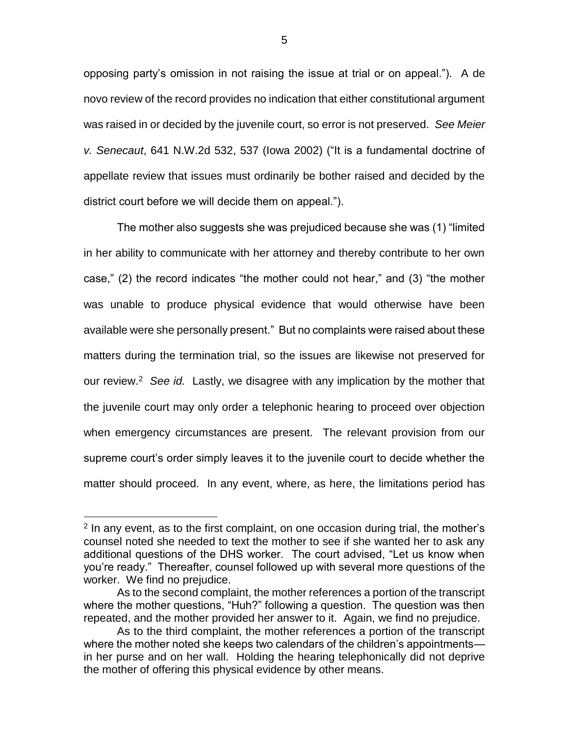opposing party's omission in not raising the issue at trial or on appeal."). A de novo review of the record provides no indication that either constitutional argument was raised in or decided by the juvenile court, so error is not preserved. *See Meier v. Senecaut*, 641 N.W.2d 532, 537 (Iowa 2002) ("It is a fundamental doctrine of appellate review that issues must ordinarily be bother raised and decided by the district court before we will decide them on appeal.").

The mother also suggests she was prejudiced because she was (1) "limited in her ability to communicate with her attorney and thereby contribute to her own case," (2) the record indicates "the mother could not hear," and (3) "the mother was unable to produce physical evidence that would otherwise have been available were she personally present." But no complaints were raised about these matters during the termination trial, so the issues are likewise not preserved for our review.[2] *See id.* Lastly, we disagree with any implication by the mother that the juvenile court may only order a telephonic hearing to proceed over objection when emergency circumstances are present. The relevant provision from our supreme court's order simply leaves it to the juvenile court to decide whether the matter should proceed. In any event, where, as here, the limitations period has

---

[2] In any event, as to the first complaint, on one occasion during trial, the mother's counsel noted she needed to text the mother to see if she wanted her to ask any additional questions of the DHS worker. The court advised, "Let us know when you're ready." Thereafter, counsel followed up with several more questions of the worker. We find no prejudice.

As to the second complaint, the mother references a portion of the transcript where the mother questions, "Huh?" following a question. The question was then repeated, and the mother provided her answer to it. Again, we find no prejudice.

As to the third complaint, the mother references a portion of the transcript where the mother noted she keeps two calendars of the children's appointments—in her purse and on her wall. Holding the hearing telephonically did not deprive the mother of offering this physical evidence by other means.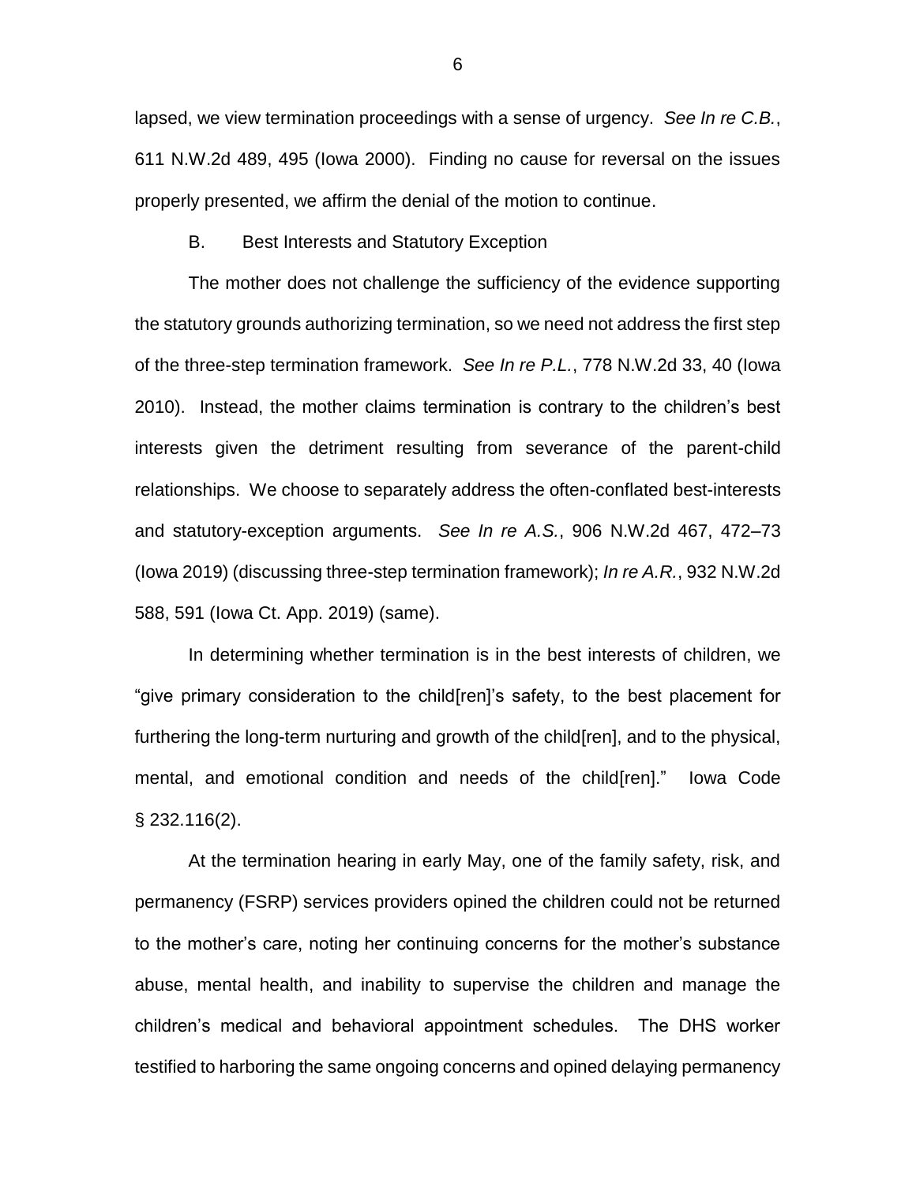lapsed, we view termination proceedings with a sense of urgency. *See In re C.B.*, 611 N.W.2d 489, 495 (Iowa 2000). Finding no cause for reversal on the issues properly presented, we affirm the denial of the motion to continue.

B. Best Interests and Statutory Exception

The mother does not challenge the sufficiency of the evidence supporting the statutory grounds authorizing termination, so we need not address the first step of the three-step termination framework. *See In re P.L.*, 778 N.W.2d 33, 40 (Iowa 2010). Instead, the mother claims termination is contrary to the children's best interests given the detriment resulting from severance of the parent-child relationships. We choose to separately address the often-conflated best-interests and statutory-exception arguments. *See In re A.S.*, 906 N.W.2d 467, 472–73 (Iowa 2019) (discussing three-step termination framework); *In re A.R.*, 932 N.W.2d 588, 591 (Iowa Ct. App. 2019) (same).

In determining whether termination is in the best interests of children, we "give primary consideration to the child[ren]'s safety, to the best placement for furthering the long-term nurturing and growth of the child[ren], and to the physical, mental, and emotional condition and needs of the child[ren]." Iowa Code § 232.116(2).

At the termination hearing in early May, one of the family safety, risk, and permanency (FSRP) services providers opined the children could not be returned to the mother's care, noting her continuing concerns for the mother's substance abuse, mental health, and inability to supervise the children and manage the children's medical and behavioral appointment schedules. The DHS worker testified to harboring the same ongoing concerns and opined delaying permanency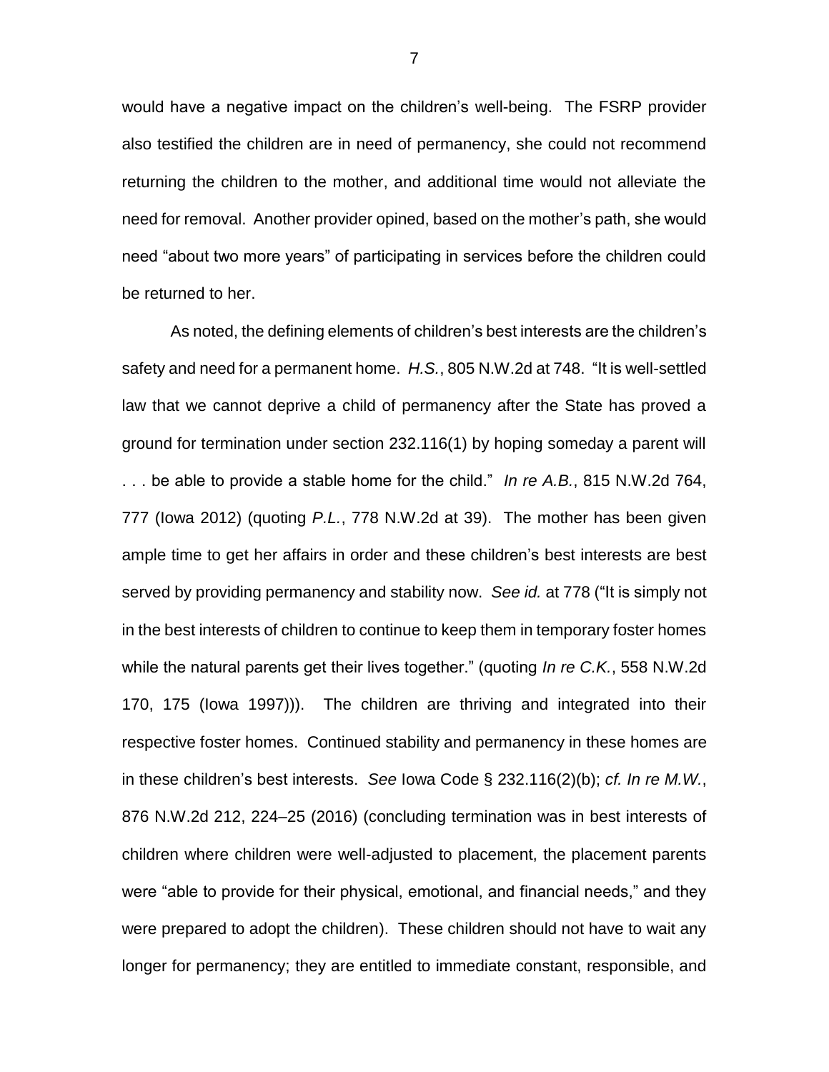would have a negative impact on the children's well-being. The FSRP provider also testified the children are in need of permanency, she could not recommend returning the children to the mother, and additional time would not alleviate the need for removal. Another provider opined, based on the mother's path, she would need "about two more years" of participating in services before the children could be returned to her.

As noted, the defining elements of children's best interests are the children's safety and need for a permanent home. *H.S.*, 805 N.W.2d at 748. "It is well-settled law that we cannot deprive a child of permanency after the State has proved a ground for termination under section 232.116(1) by hoping someday a parent will . . . be able to provide a stable home for the child." *In re A.B.*, 815 N.W.2d 764, 777 (Iowa 2012) (quoting *P.L.*, 778 N.W.2d at 39). The mother has been given ample time to get her affairs in order and these children's best interests are best served by providing permanency and stability now. *See id.* at 778 ("It is simply not in the best interests of children to continue to keep them in temporary foster homes while the natural parents get their lives together." (quoting *In re C.K.*, 558 N.W.2d 170, 175 (Iowa 1997))). The children are thriving and integrated into their respective foster homes. Continued stability and permanency in these homes are in these children's best interests. *See* Iowa Code § 232.116(2)(b); *cf. In re M.W.*, 876 N.W.2d 212, 224–25 (2016) (concluding termination was in best interests of children where children were well-adjusted to placement, the placement parents were "able to provide for their physical, emotional, and financial needs," and they were prepared to adopt the children). These children should not have to wait any longer for permanency; they are entitled to immediate constant, responsible, and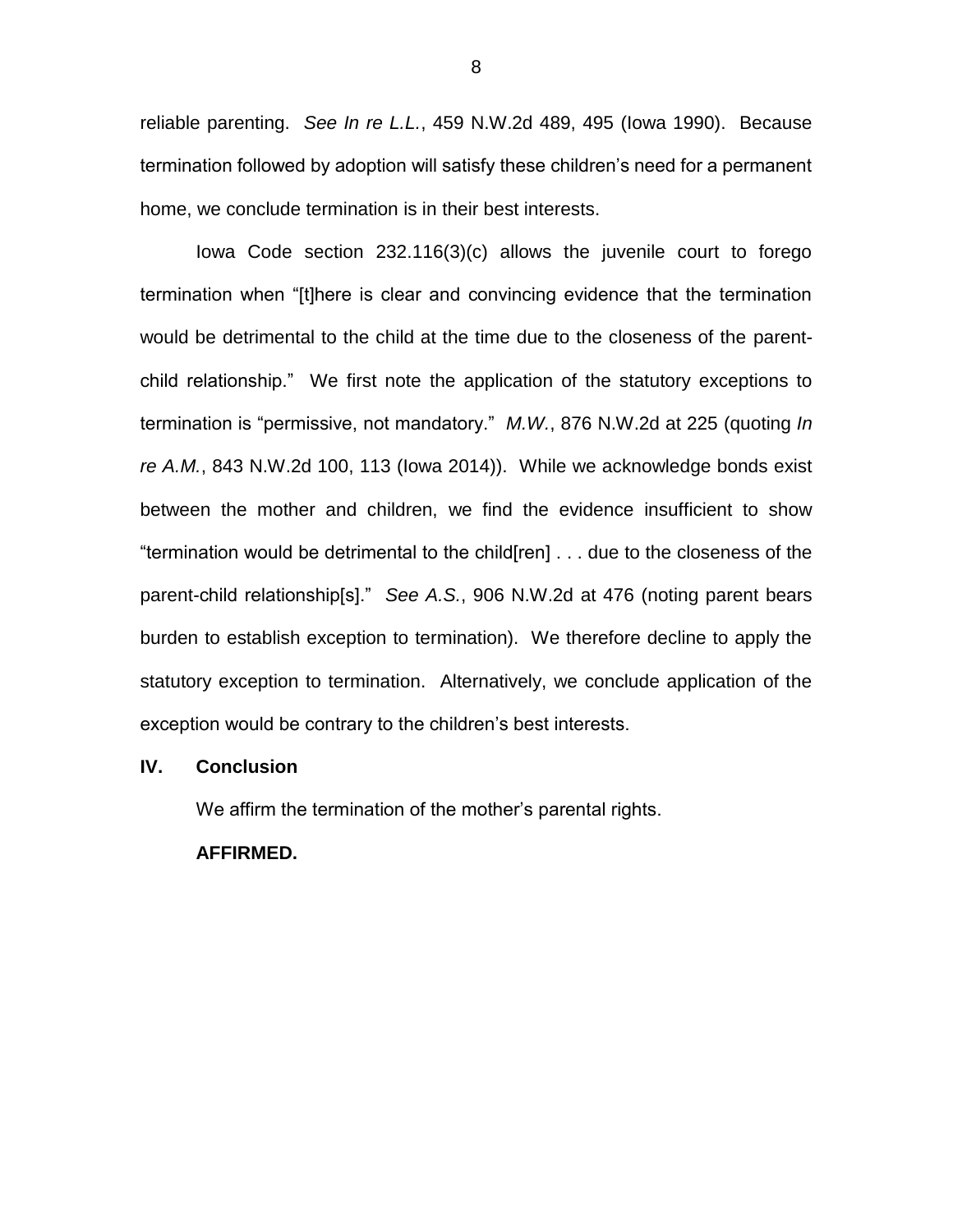reliable parenting. *See In re L.L.*, 459 N.W.2d 489, 495 (Iowa 1990). Because termination followed by adoption will satisfy these children's need for a permanent home, we conclude termination is in their best interests.

Iowa Code section 232.116(3)(c) allows the juvenile court to forego termination when "[t]here is clear and convincing evidence that the termination would be detrimental to the child at the time due to the closeness of the parent-child relationship." We first note the application of the statutory exceptions to termination is "permissive, not mandatory." *M.W.*, 876 N.W.2d at 225 (quoting *In re A.M.*, 843 N.W.2d 100, 113 (Iowa 2014)). While we acknowledge bonds exist between the mother and children, we find the evidence insufficient to show "termination would be detrimental to the child[ren] . . . due to the closeness of the parent-child relationship[s]." *See A.S.*, 906 N.W.2d at 476 (noting parent bears burden to establish exception to termination). We therefore decline to apply the statutory exception to termination. Alternatively, we conclude application of the exception would be contrary to the children's best interests.

## IV. Conclusion

We affirm the termination of the mother's parental rights.

**AFFIRMED.**